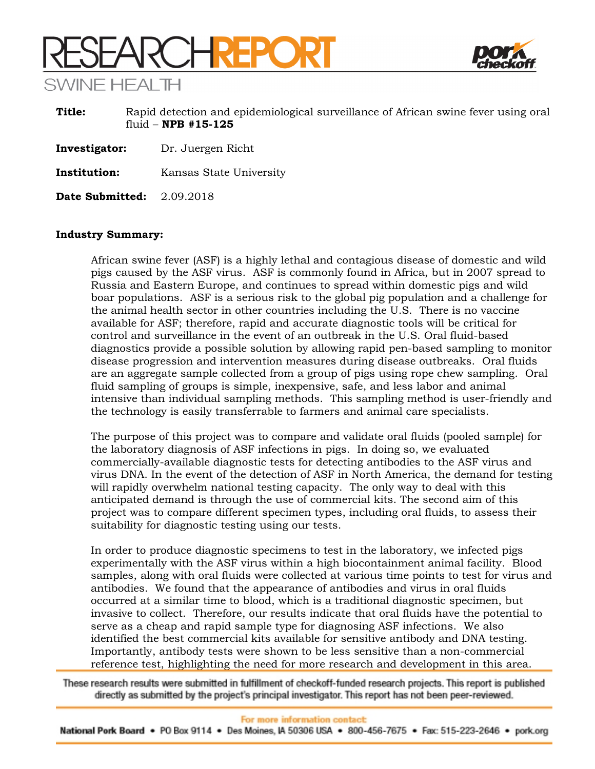# RESEARCH REPORT

## SWINE HEALTH

**Title:** Rapid detection and epidemiological surveillance of African swine fever using oral fluid – **NPB #15-125**

**Investigator:** Dr. Juergen Richt

**Institution:** Kansas State University

**Date Submitted:** 2.09.2018

**Industry Summary:**

African swine fever (ASF) is a highly lethal and contagious disease of domestic and wild pigs caused by the ASF virus. ASF is commonly found in Africa, but in 2007 spread to Russia and Eastern Europe, and continues to spread within domestic pigs and wild boar populations. ASF is a serious risk to the global pig population and a challenge for the animal health sector in other countries including the U.S. There is no vaccine available for ASF; therefore, rapid and accurate diagnostic tools will be critical for control and surveillance in the event of an outbreak in the U.S. Oral fluid-based diagnostics provide a possible solution by allowing rapid pen-based sampling to monitor disease progression and intervention measures during disease outbreaks. Oral fluids are an aggregate sample collected from a group of pigs using rope chew sampling. Oral fluid sampling of groups is simple, inexpensive, safe, and less labor and animal intensive than individual sampling methods. This sampling method is user-friendly and the technology is easily transferrable to farmers and animal care specialists.

The purpose of this project was to compare and validate oral fluids (pooled sample) for the laboratory diagnosis of ASF infections in pigs. In doing so, we evaluated commercially-available diagnostic tests for detecting antibodies to the ASF virus and virus DNA. In the event of the detection of ASF in North America, the demand for testing will rapidly overwhelm national testing capacity. The only way to deal with this anticipated demand is through the use of commercial kits. The second aim of this project was to compare different specimen types, including oral fluids, to assess their suitability for diagnostic testing using our tests.

In order to produce diagnostic specimens to test in the laboratory, we infected pigs experimentally with the ASF virus within a high biocontainment animal facility. Blood samples, along with oral fluids were collected at various time points to test for virus and antibodies. We found that the appearance of antibodies and virus in oral fluids occurred at a similar time to blood, which is a traditional diagnostic specimen, but invasive to collect. Therefore, our results indicate that oral fluids have the potential to serve as a cheap and rapid sample type for diagnosing ASF infections. We also identified the best commercial kits available for sensitive antibody and DNA testing. Importantly, antibody tests were shown to be less sensitive than a non-commercial reference test, highlighting the need for more research and development in this area.

These research results were submitted in fulfillment of checkoff-funded research projects. This report is published directly as submitted by the project's principal investigator. This report has not been peer-reviewed.

For more information contact:

National Pork Board • PO Box 9114 • Des Moines, IA 50306 USA • 800-456-7675 • Fax: 515-223-2646 • pork.org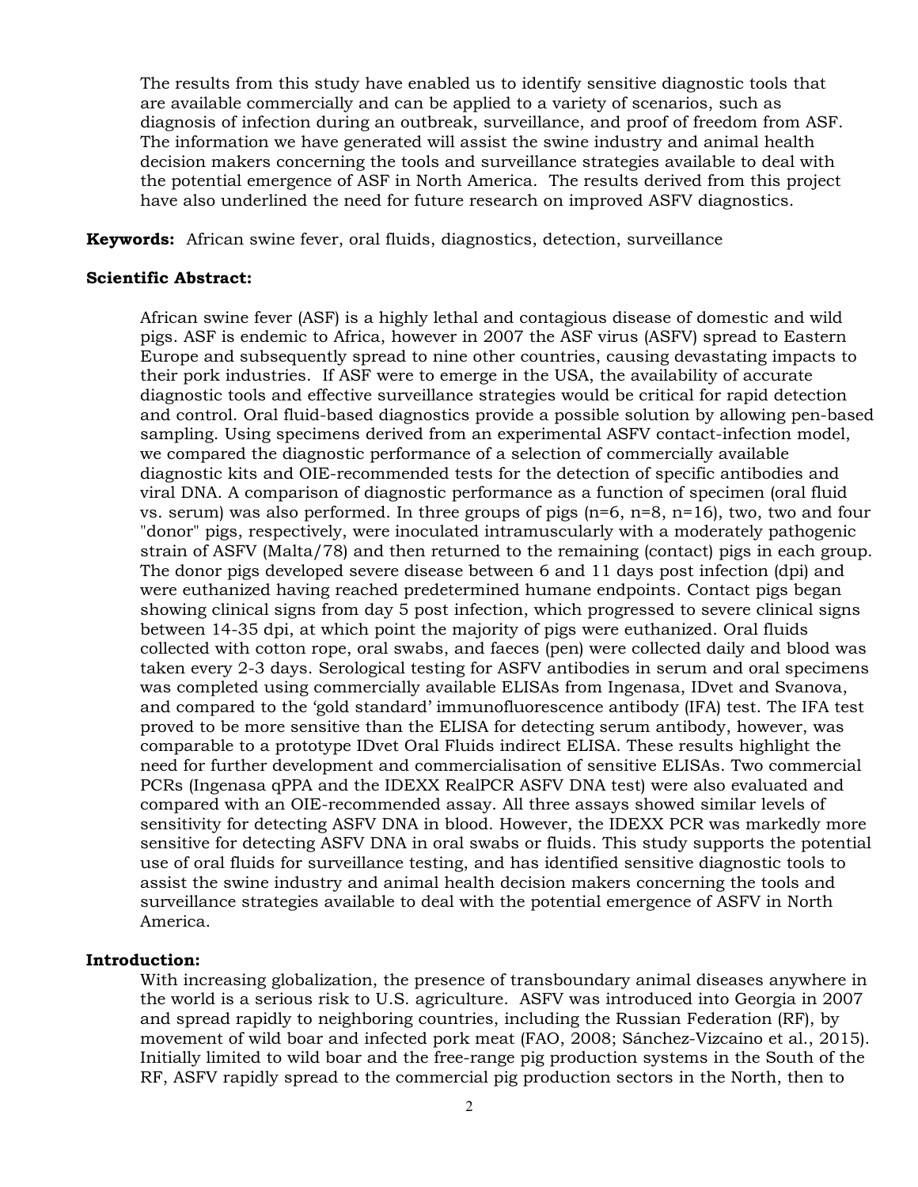The results from this study have enabled us to identify sensitive diagnostic tools that are available commercially and can be applied to a variety of scenarios, such as diagnosis of infection during an outbreak, surveillance, and proof of freedom from ASF. The information we have generated will assist the swine industry and animal health decision makers concerning the tools and surveillance strategies available to deal with the potential emergence of ASF in North America. The results derived from this project have also underlined the need for future research on improved ASFV diagnostics.

**Keywords:** African swine fever, oral fluids, diagnostics, detection, surveillance

**Scientific Abstract:**

African swine fever (ASF) is a highly lethal and contagious disease of domestic and wild pigs. ASF is endemic to Africa, however in 2007 the ASF virus (ASFV) spread to Eastern Europe and subsequently spread to nine other countries, causing devastating impacts to their pork industries. If ASF were to emerge in the USA, the availability of accurate diagnostic tools and effective surveillance strategies would be critical for rapid detection and control. Oral fluid-based diagnostics provide a possible solution by allowing pen-based sampling. Using specimens derived from an experimental ASFV contact-infection model, we compared the diagnostic performance of a selection of commercially available diagnostic kits and OIE-recommended tests for the detection of specific antibodies and viral DNA. A comparison of diagnostic performance as a function of specimen (oral fluid vs. serum) was also performed. In three groups of pigs (n=6, n=8, n=16), two, two and four "donor" pigs, respectively, were inoculated intramuscularly with a moderately pathogenic strain of ASFV (Malta/78) and then returned to the remaining (contact) pigs in each group. The donor pigs developed severe disease between 6 and 11 days post infection (dpi) and were euthanized having reached predetermined humane endpoints. Contact pigs began showing clinical signs from day 5 post infection, which progressed to severe clinical signs between 14-35 dpi, at which point the majority of pigs were euthanized. Oral fluids collected with cotton rope, oral swabs, and faeces (pen) were collected daily and blood was taken every 2-3 days. Serological testing for ASFV antibodies in serum and oral specimens was completed using commercially available ELISAs from Ingenasa, IDvet and Svanova, and compared to the 'gold standard' immunofluorescence antibody (IFA) test. The IFA test proved to be more sensitive than the ELISA for detecting serum antibody, however, was comparable to a prototype IDvet Oral Fluids indirect ELISA. These results highlight the need for further development and commercialisation of sensitive ELISAs. Two commercial PCRs (Ingenasa qPPA and the IDEXX RealPCR ASFV DNA test) were also evaluated and compared with an OIE-recommended assay. All three assays showed similar levels of sensitivity for detecting ASFV DNA in blood. However, the IDEXX PCR was markedly more sensitive for detecting ASFV DNA in oral swabs or fluids. This study supports the potential use of oral fluids for surveillance testing, and has identified sensitive diagnostic tools to assist the swine industry and animal health decision makers concerning the tools and surveillance strategies available to deal with the potential emergence of ASFV in North America.

**Introduction:**

With increasing globalization, the presence of transboundary animal diseases anywhere in the world is a serious risk to U.S. agriculture. ASFV was introduced into Georgia in 2007 and spread rapidly to neighboring countries, including the Russian Federation (RF), by movement of wild boar and infected pork meat (FAO, 2008; Sánchez-Vizcaíno et al., 2015). Initially limited to wild boar and the free-range pig production systems in the South of the RF, ASFV rapidly spread to the commercial pig production sectors in the North, then to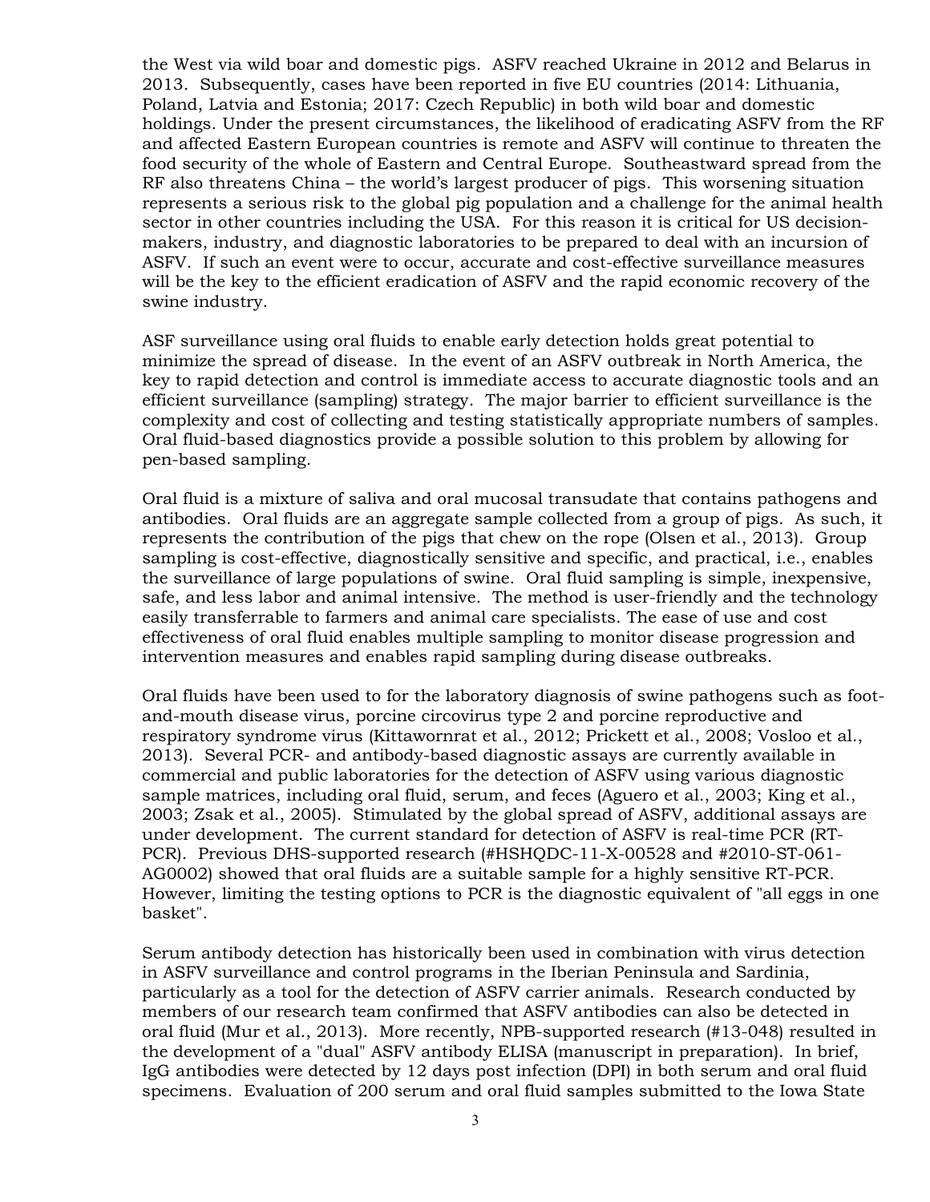the West via wild boar and domestic pigs. ASFV reached Ukraine in 2012 and Belarus in 2013. Subsequently, cases have been reported in five EU countries (2014: Lithuania, Poland, Latvia and Estonia; 2017: Czech Republic) in both wild boar and domestic holdings. Under the present circumstances, the likelihood of eradicating ASFV from the RF and affected Eastern European countries is remote and ASFV will continue to threaten the food security of the whole of Eastern and Central Europe. Southeastward spread from the RF also threatens China – the world's largest producer of pigs. This worsening situation represents a serious risk to the global pig population and a challenge for the animal health sector in other countries including the USA. For this reason it is critical for US decision-makers, industry, and diagnostic laboratories to be prepared to deal with an incursion of ASFV. If such an event were to occur, accurate and cost-effective surveillance measures will be the key to the efficient eradication of ASFV and the rapid economic recovery of the swine industry.

ASF surveillance using oral fluids to enable early detection holds great potential to minimize the spread of disease. In the event of an ASFV outbreak in North America, the key to rapid detection and control is immediate access to accurate diagnostic tools and an efficient surveillance (sampling) strategy. The major barrier to efficient surveillance is the complexity and cost of collecting and testing statistically appropriate numbers of samples. Oral fluid-based diagnostics provide a possible solution to this problem by allowing for pen-based sampling.

Oral fluid is a mixture of saliva and oral mucosal transudate that contains pathogens and antibodies. Oral fluids are an aggregate sample collected from a group of pigs. As such, it represents the contribution of the pigs that chew on the rope (Olsen et al., 2013). Group sampling is cost-effective, diagnostically sensitive and specific, and practical, i.e., enables the surveillance of large populations of swine. Oral fluid sampling is simple, inexpensive, safe, and less labor and animal intensive. The method is user-friendly and the technology easily transferrable to farmers and animal care specialists. The ease of use and cost effectiveness of oral fluid enables multiple sampling to monitor disease progression and intervention measures and enables rapid sampling during disease outbreaks.

Oral fluids have been used to for the laboratory diagnosis of swine pathogens such as foot-and-mouth disease virus, porcine circovirus type 2 and porcine reproductive and respiratory syndrome virus (Kittawornrat et al., 2012; Prickett et al., 2008; Vosloo et al., 2013). Several PCR- and antibody-based diagnostic assays are currently available in commercial and public laboratories for the detection of ASFV using various diagnostic sample matrices, including oral fluid, serum, and feces (Aguero et al., 2003; King et al., 2003; Zsak et al., 2005). Stimulated by the global spread of ASFV, additional assays are under development. The current standard for detection of ASFV is real-time PCR (RT-PCR). Previous DHS-supported research (#HSHQDC-11-X-00528 and #2010-ST-061-AG0002) showed that oral fluids are a suitable sample for a highly sensitive RT-PCR. However, limiting the testing options to PCR is the diagnostic equivalent of "all eggs in one basket".

Serum antibody detection has historically been used in combination with virus detection in ASFV surveillance and control programs in the Iberian Peninsula and Sardinia, particularly as a tool for the detection of ASFV carrier animals. Research conducted by members of our research team confirmed that ASFV antibodies can also be detected in oral fluid (Mur et al., 2013). More recently, NPB-supported research (#13-048) resulted in the development of a "dual" ASFV antibody ELISA (manuscript in preparation). In brief, IgG antibodies were detected by 12 days post infection (DPI) in both serum and oral fluid specimens. Evaluation of 200 serum and oral fluid samples submitted to the Iowa State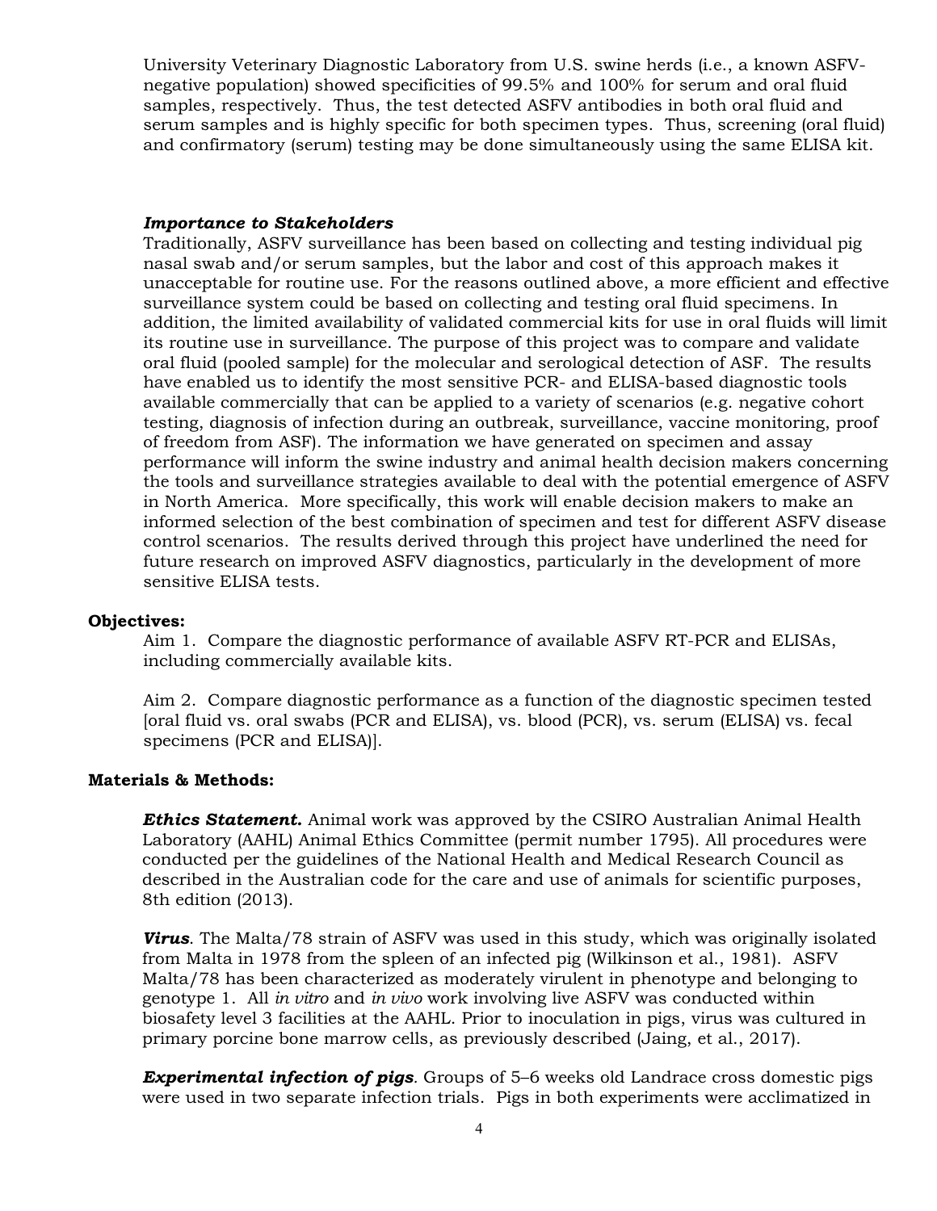University Veterinary Diagnostic Laboratory from U.S. swine herds (i.e., a known ASFV-negative population) showed specificities of 99.5% and 100% for serum and oral fluid samples, respectively. Thus, the test detected ASFV antibodies in both oral fluid and serum samples and is highly specific for both specimen types. Thus, screening (oral fluid) and confirmatory (serum) testing may be done simultaneously using the same ELISA kit.

***Importance to Stakeholders***

Traditionally, ASFV surveillance has been based on collecting and testing individual pig nasal swab and/or serum samples, but the labor and cost of this approach makes it unacceptable for routine use. For the reasons outlined above, a more efficient and effective surveillance system could be based on collecting and testing oral fluid specimens. In addition, the limited availability of validated commercial kits for use in oral fluids will limit its routine use in surveillance. The purpose of this project was to compare and validate oral fluid (pooled sample) for the molecular and serological detection of ASF. The results have enabled us to identify the most sensitive PCR- and ELISA-based diagnostic tools available commercially that can be applied to a variety of scenarios (e.g. negative cohort testing, diagnosis of infection during an outbreak, surveillance, vaccine monitoring, proof of freedom from ASF). The information we have generated on specimen and assay performance will inform the swine industry and animal health decision makers concerning the tools and surveillance strategies available to deal with the potential emergence of ASFV in North America. More specifically, this work will enable decision makers to make an informed selection of the best combination of specimen and test for different ASFV disease control scenarios. The results derived through this project have underlined the need for future research on improved ASFV diagnostics, particularly in the development of more sensitive ELISA tests.

**Objectives:**

Aim 1. Compare the diagnostic performance of available ASFV RT-PCR and ELISAs, including commercially available kits.

Aim 2. Compare diagnostic performance as a function of the diagnostic specimen tested [oral fluid vs. oral swabs (PCR and ELISA), vs. blood (PCR), vs. serum (ELISA) vs. fecal specimens (PCR and ELISA)].

**Materials & Methods:**

***Ethics Statement.*** Animal work was approved by the CSIRO Australian Animal Health Laboratory (AAHL) Animal Ethics Committee (permit number 1795). All procedures were conducted per the guidelines of the National Health and Medical Research Council as described in the Australian code for the care and use of animals for scientific purposes, 8th edition (2013).

***Virus***. The Malta/78 strain of ASFV was used in this study, which was originally isolated from Malta in 1978 from the spleen of an infected pig (Wilkinson et al., 1981). ASFV Malta/78 has been characterized as moderately virulent in phenotype and belonging to genotype 1. All *in vitro* and *in vivo* work involving live ASFV was conducted within biosafety level 3 facilities at the AAHL. Prior to inoculation in pigs, virus was cultured in primary porcine bone marrow cells, as previously described (Jaing, et al., 2017).

***Experimental infection of pigs***. Groups of 5–6 weeks old Landrace cross domestic pigs were used in two separate infection trials. Pigs in both experiments were acclimatized in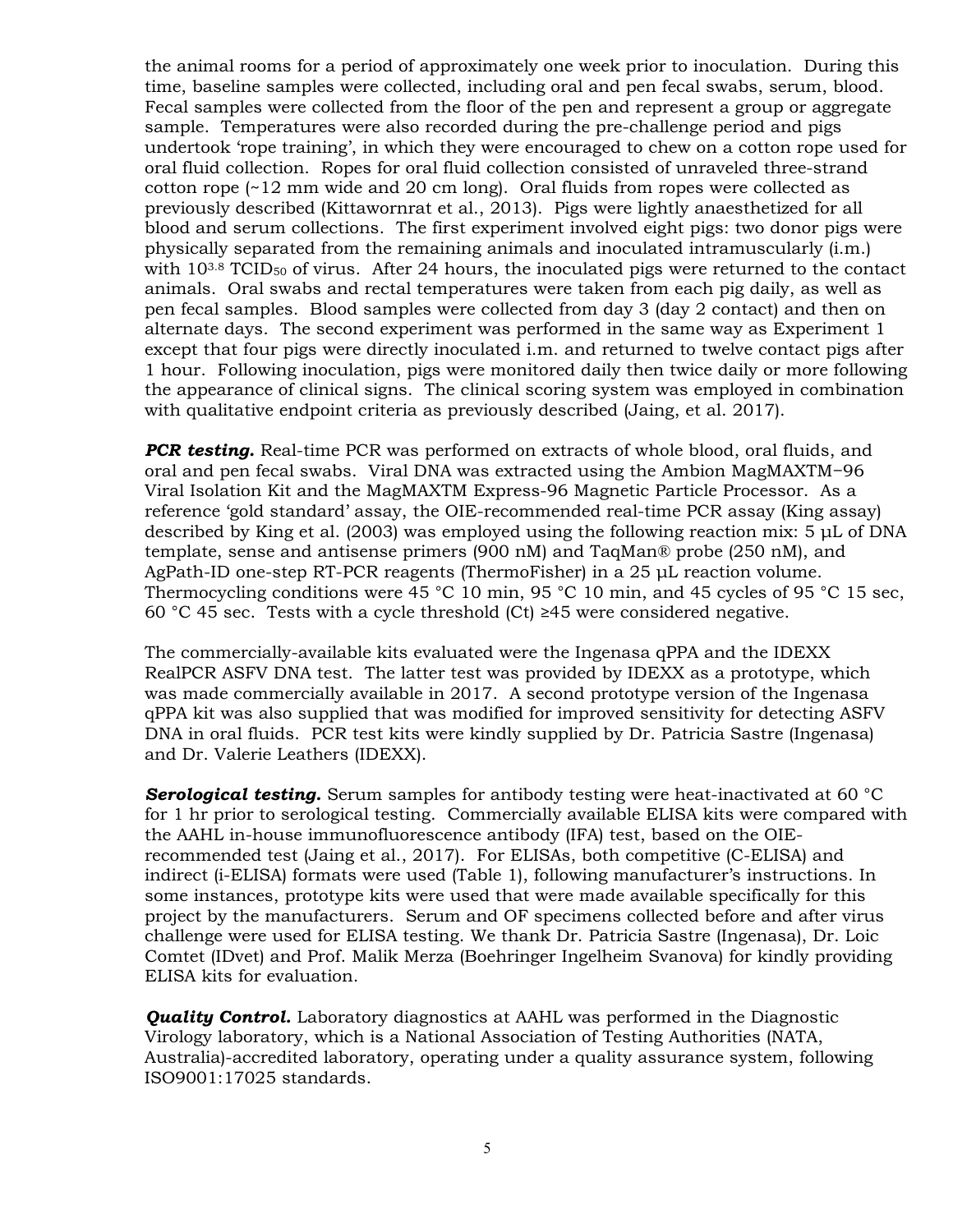the animal rooms for a period of approximately one week prior to inoculation. During this time, baseline samples were collected, including oral and pen fecal swabs, serum, blood. Fecal samples were collected from the floor of the pen and represent a group or aggregate sample. Temperatures were also recorded during the pre-challenge period and pigs undertook 'rope training', in which they were encouraged to chew on a cotton rope used for oral fluid collection. Ropes for oral fluid collection consisted of unraveled three-strand cotton rope (~12 mm wide and 20 cm long). Oral fluids from ropes were collected as previously described (Kittawornrat et al., 2013). Pigs were lightly anaesthetized for all blood and serum collections. The first experiment involved eight pigs: two donor pigs were physically separated from the remaining animals and inoculated intramuscularly (i.m.) with $10^{3.8}$ $TCID_{50}$ of virus. After 24 hours, the inoculated pigs were returned to the contact animals. Oral swabs and rectal temperatures were taken from each pig daily, as well as pen fecal samples. Blood samples were collected from day 3 (day 2 contact) and then on alternate days. The second experiment was performed in the same way as Experiment 1 except that four pigs were directly inoculated i.m. and returned to twelve contact pigs after 1 hour. Following inoculation, pigs were monitored daily then twice daily or more following the appearance of clinical signs. The clinical scoring system was employed in combination with qualitative endpoint criteria as previously described (Jaing, et al. 2017).

***PCR testing.*** Real-time PCR was performed on extracts of whole blood, oral fluids, and oral and pen fecal swabs. Viral DNA was extracted using the Ambion MagMAXTM−96 Viral Isolation Kit and the MagMAXTM Express-96 Magnetic Particle Processor. As a reference 'gold standard' assay, the OIE-recommended real-time PCR assay (King assay) described by King et al. (2003) was employed using the following reaction mix: 5 µL of DNA template, sense and antisense primers (900 nM) and TaqMan® probe (250 nM), and AgPath-ID one-step RT-PCR reagents (ThermoFisher) in a 25 µL reaction volume. Thermocycling conditions were 45 °C 10 min, 95 °C 10 min, and 45 cycles of 95 °C 15 sec, 60 °C 45 sec. Tests with a cycle threshold (Ct) ≥45 were considered negative.

The commercially-available kits evaluated were the Ingenasa qPPA and the IDEXX RealPCR ASFV DNA test. The latter test was provided by IDEXX as a prototype, which was made commercially available in 2017. A second prototype version of the Ingenasa qPPA kit was also supplied that was modified for improved sensitivity for detecting ASFV DNA in oral fluids. PCR test kits were kindly supplied by Dr. Patricia Sastre (Ingenasa) and Dr. Valerie Leathers (IDEXX).

***Serological testing.*** Serum samples for antibody testing were heat-inactivated at 60 °C for 1 hr prior to serological testing. Commercially available ELISA kits were compared with the AAHL in-house immunofluorescence antibody (IFA) test, based on the OIE-recommended test (Jaing et al., 2017). For ELISAs, both competitive (C-ELISA) and indirect (i-ELISA) formats were used (Table 1), following manufacturer's instructions. In some instances, prototype kits were used that were made available specifically for this project by the manufacturers. Serum and OF specimens collected before and after virus challenge were used for ELISA testing. We thank Dr. Patricia Sastre (Ingenasa), Dr. Loic Comtet (IDvet) and Prof. Malik Merza (Boehringer Ingelheim Svanova) for kindly providing ELISA kits for evaluation.

***Quality Control.*** Laboratory diagnostics at AAHL was performed in the Diagnostic Virology laboratory, which is a National Association of Testing Authorities (NATA, Australia)-accredited laboratory, operating under a quality assurance system, following ISO9001:17025 standards.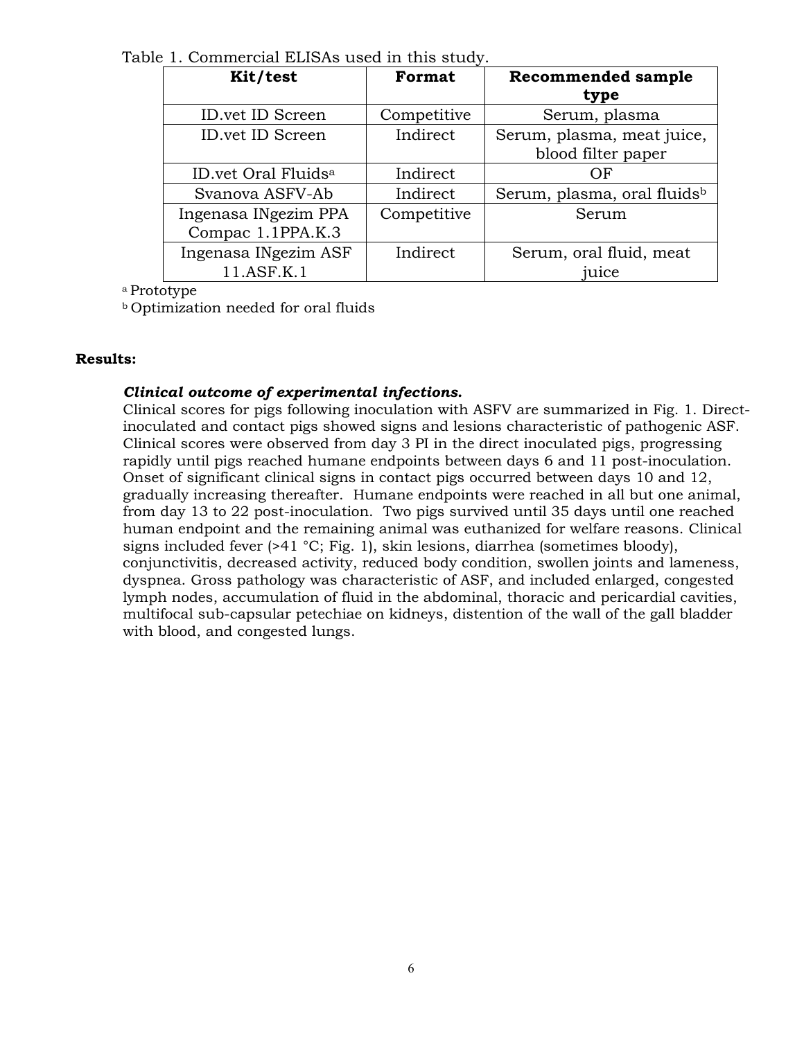Table 1. Commercial ELISAs used in this study.

| Kit/test | Format | Recommended sample type |
| --- | --- | --- |
| ID.vet ID Screen | Competitive | Serum, plasma |
| ID.vet ID Screen | Indirect | Serum, plasma, meat juice, blood filter paper |
| ID.vet Oral Fluids[a] | Indirect | OF |
| Svanova ASFV-Ab | Indirect | Serum, plasma, oral fluids[b] |
| Ingenasa INgezim PPA Compac 1.1PPA.K.3 | Competitive | Serum |
| Ingenasa INgezim ASF 11.ASF.K.1 | Indirect | Serum, oral fluid, meat juice |

[a] Prototype

[b] Optimization needed for oral fluids

**Results:**

***Clinical outcome of experimental infections.***

Clinical scores for pigs following inoculation with ASFV are summarized in Fig. 1. Direct-inoculated and contact pigs showed signs and lesions characteristic of pathogenic ASF. Clinical scores were observed from day 3 PI in the direct inoculated pigs, progressing rapidly until pigs reached humane endpoints between days 6 and 11 post-inoculation. Onset of significant clinical signs in contact pigs occurred between days 10 and 12, gradually increasing thereafter. Humane endpoints were reached in all but one animal, from day 13 to 22 post-inoculation. Two pigs survived until 35 days until one reached human endpoint and the remaining animal was euthanized for welfare reasons. Clinical signs included fever (>41 °C; Fig. 1), skin lesions, diarrhea (sometimes bloody), conjunctivitis, decreased activity, reduced body condition, swollen joints and lameness, dyspnea. Gross pathology was characteristic of ASF, and included enlarged, congested lymph nodes, accumulation of fluid in the abdominal, thoracic and pericardial cavities, multifocal sub-capsular petechiae on kidneys, distention of the wall of the gall bladder with blood, and congested lungs.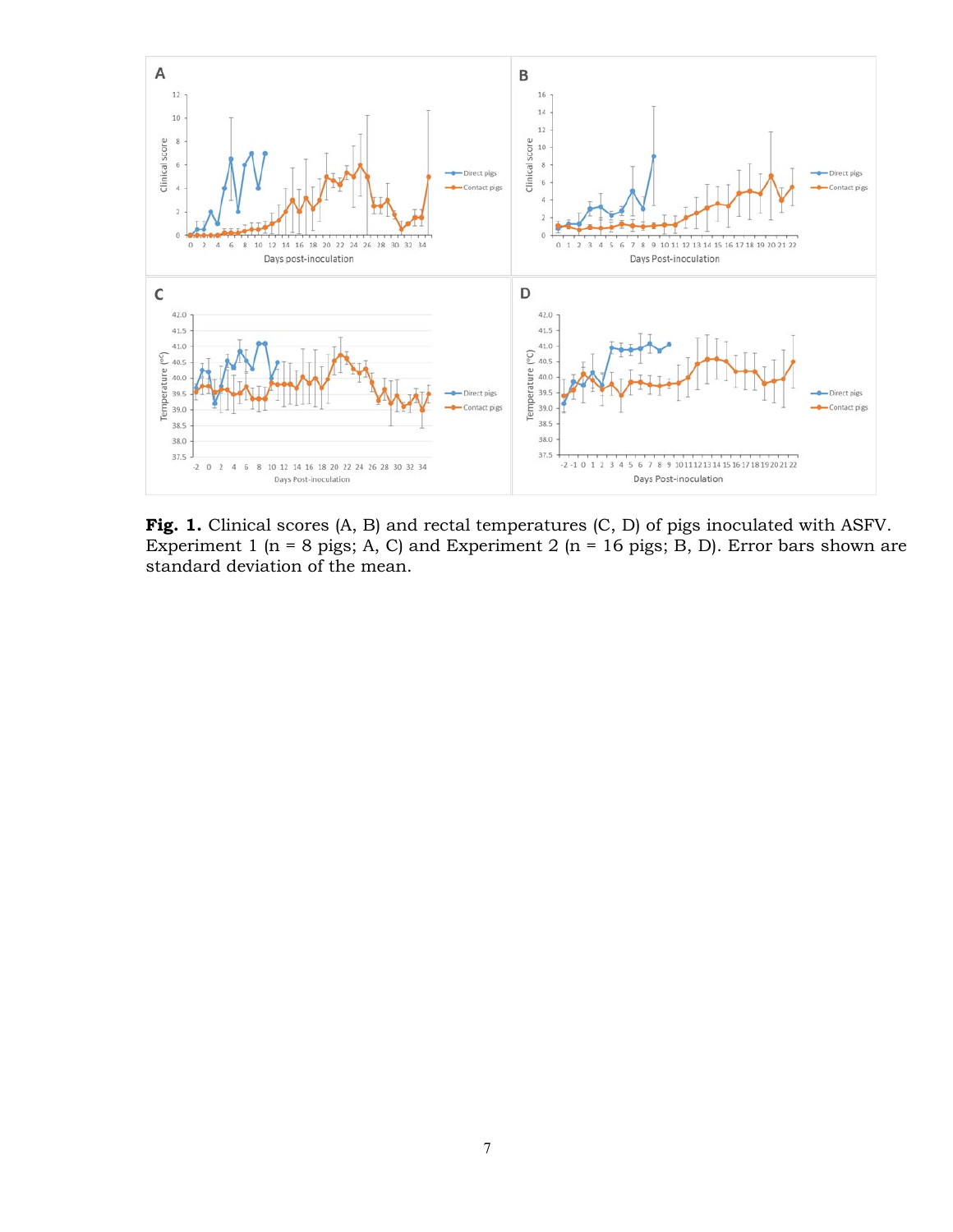**Fig. 1.** Clinical scores (A, B) and rectal temperatures (C, D) of pigs inoculated with ASFV. Experiment 1 (n = 8 pigs; A, C) and Experiment 2 (n = 16 pigs; B, D). Error bars shown are standard deviation of the mean.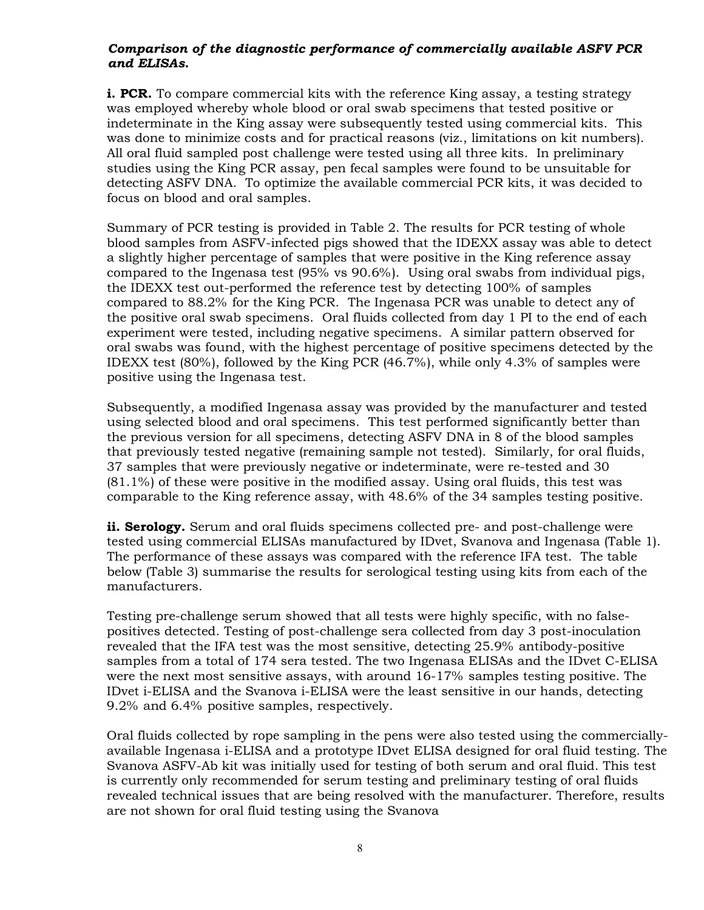***Comparison of the diagnostic performance of commercially available ASFV PCR and ELISAs.***

**i. PCR.** To compare commercial kits with the reference King assay, a testing strategy was employed whereby whole blood or oral swab specimens that tested positive or indeterminate in the King assay were subsequently tested using commercial kits. This was done to minimize costs and for practical reasons (viz., limitations on kit numbers). All oral fluid sampled post challenge were tested using all three kits. In preliminary studies using the King PCR assay, pen fecal samples were found to be unsuitable for detecting ASFV DNA. To optimize the available commercial PCR kits, it was decided to focus on blood and oral samples.

Summary of PCR testing is provided in Table 2. The results for PCR testing of whole blood samples from ASFV-infected pigs showed that the IDEXX assay was able to detect a slightly higher percentage of samples that were positive in the King reference assay compared to the Ingenasa test (95% vs 90.6%). Using oral swabs from individual pigs, the IDEXX test out-performed the reference test by detecting 100% of samples compared to 88.2% for the King PCR. The Ingenasa PCR was unable to detect any of the positive oral swab specimens. Oral fluids collected from day 1 PI to the end of each experiment were tested, including negative specimens. A similar pattern observed for oral swabs was found, with the highest percentage of positive specimens detected by the IDEXX test (80%), followed by the King PCR (46.7%), while only 4.3% of samples were positive using the Ingenasa test.

Subsequently, a modified Ingenasa assay was provided by the manufacturer and tested using selected blood and oral specimens. This test performed significantly better than the previous version for all specimens, detecting ASFV DNA in 8 of the blood samples that previously tested negative (remaining sample not tested). Similarly, for oral fluids, 37 samples that were previously negative or indeterminate, were re-tested and 30 (81.1%) of these were positive in the modified assay. Using oral fluids, this test was comparable to the King reference assay, with 48.6% of the 34 samples testing positive.

**ii. Serology.** Serum and oral fluids specimens collected pre- and post-challenge were tested using commercial ELISAs manufactured by IDvet, Svanova and Ingenasa (Table 1). The performance of these assays was compared with the reference IFA test. The table below (Table 3) summarise the results for serological testing using kits from each of the manufacturers.

Testing pre-challenge serum showed that all tests were highly specific, with no false-positives detected. Testing of post-challenge sera collected from day 3 post-inoculation revealed that the IFA test was the most sensitive, detecting 25.9% antibody-positive samples from a total of 174 sera tested. The two Ingenasa ELISAs and the IDvet C-ELISA were the next most sensitive assays, with around 16-17% samples testing positive. The IDvet i-ELISA and the Svanova i-ELISA were the least sensitive in our hands, detecting 9.2% and 6.4% positive samples, respectively.

Oral fluids collected by rope sampling in the pens were also tested using the commercially-available Ingenasa i-ELISA and a prototype IDvet ELISA designed for oral fluid testing. The Svanova ASFV-Ab kit was initially used for testing of both serum and oral fluid. This test is currently only recommended for serum testing and preliminary testing of oral fluids revealed technical issues that are being resolved with the manufacturer. Therefore, results are not shown for oral fluid testing using the Svanova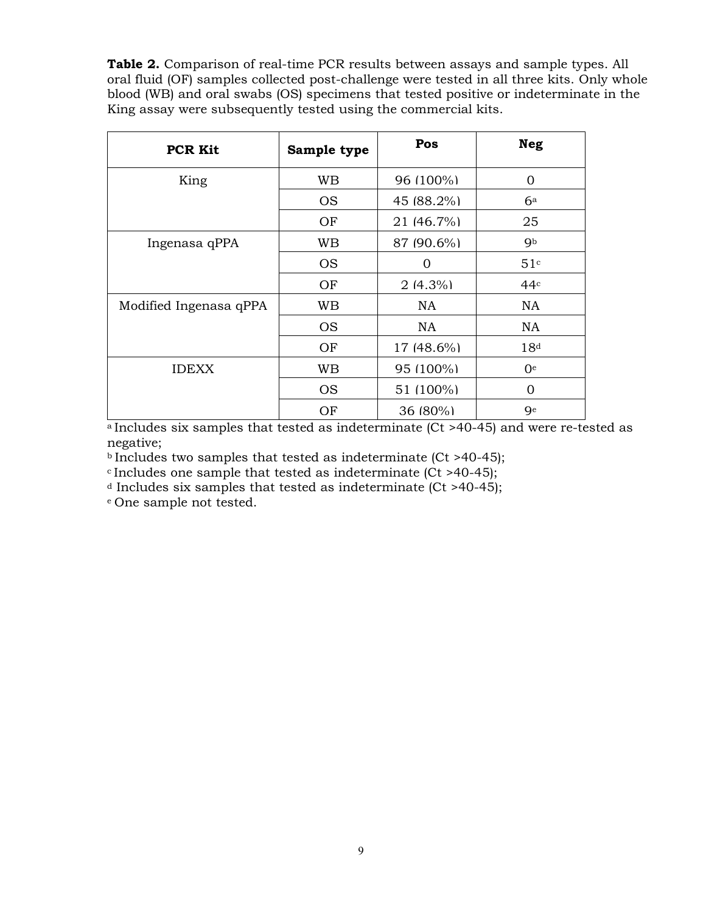**Table 2.** Comparison of real-time PCR results between assays and sample types. All oral fluid (OF) samples collected post-challenge were tested in all three kits. Only whole blood (WB) and oral swabs (OS) specimens that tested positive or indeterminate in the King assay were subsequently tested using the commercial kits.

| PCR Kit | Sample type | Pos | Neg |
|---|---|---|---|
| King | WB | 96 (100%) | 0 |
| | OS | 45 (88.2%) | 6[a] |
| | OF | 21 (46.7%) | 25 |
| Ingenasa qPPA | WB | 87 (90.6%) | 9[b] |
| | OS | 0 | 51[c] |
| | OF | 2 (4.3%) | 44[c] |
| Modified Ingenasa qPPA | WB | NA | NA |
| | OS | NA | NA |
| | OF | 17 (48.6%) | 18[d] |
| IDEXX | WB | 95 (100%) | 0[e] |
| | OS | 51 (100%) | 0 |
| | OF | 36 (80%) | 9[e] |

[a] Includes six samples that tested as indeterminate (Ct >40-45) and were re-tested as negative;
[b] Includes two samples that tested as indeterminate (Ct >40-45);
[c] Includes one sample that tested as indeterminate (Ct >40-45);
[d] Includes six samples that tested as indeterminate (Ct >40-45);
[e] One sample not tested.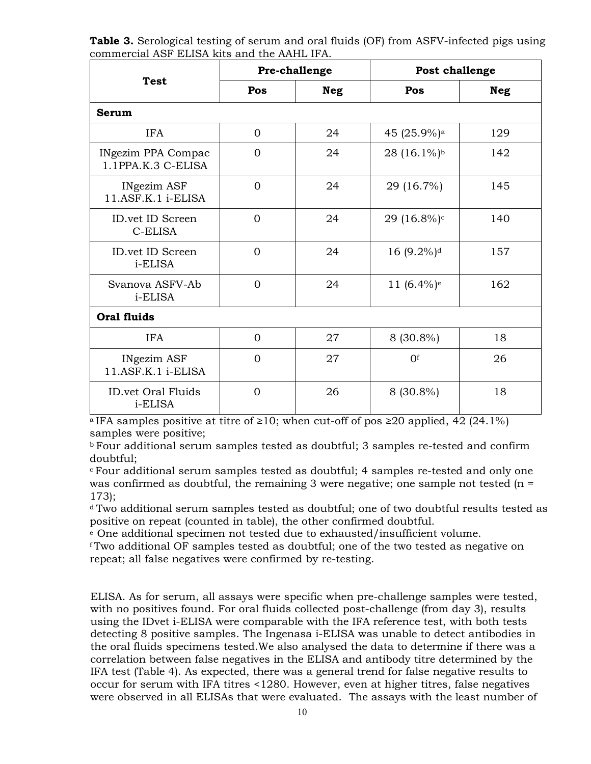**Table 3.** Serological testing of serum and oral fluids (OF) from ASFV-infected pigs using commercial ASF ELISA kits and the AAHL IFA.

| Test | Pre-challenge | | Post challenge | |
|---|---|---|---|---|
| | Pos | Neg | Pos | Neg |
| **Serum** | | | | |
| IFA | 0 | 24 | 45 (25.9%)[a] | 129 |
| INgezim PPA Compac 1.1PPA.K.3 C-ELISA | 0 | 24 | 28 (16.1%)[b] | 142 |
| INgezim ASF 11.ASF.K.1 i-ELISA | 0 | 24 | 29 (16.7%) | 145 |
| ID.vet ID Screen C-ELISA | 0 | 24 | 29 (16.8%)[c] | 140 |
| ID.vet ID Screen i-ELISA | 0 | 24 | 16 (9.2%)[d] | 157 |
| Svanova ASFV-Ab i-ELISA | 0 | 24 | 11 (6.4%)[e] | 162 |
| **Oral fluids** | | | | |
| IFA | 0 | 27 | 8 (30.8%) | 18 |
| INgezim ASF 11.ASF.K.1 i-ELISA | 0 | 27 | 0[f] | 26 |
| ID.vet Oral Fluids i-ELISA | 0 | 26 | 8 (30.8%) | 18 |

[a] IFA samples positive at titre of ≥10; when cut-off of pos ≥20 applied, 42 (24.1%) samples were positive;
[b] Four additional serum samples tested as doubtful; 3 samples re-tested and confirm doubtful;
[c] Four additional serum samples tested as doubtful; 4 samples re-tested and only one was confirmed as doubtful, the remaining 3 were negative; one sample not tested (n = 173);
[d] Two additional serum samples tested as doubtful; one of two doubtful results tested as positive on repeat (counted in table), the other confirmed doubtful.
[e] One additional specimen not tested due to exhausted/insufficient volume.
[f] Two additional OF samples tested as doubtful; one of the two tested as negative on repeat; all false negatives were confirmed by re-testing.

ELISA. As for serum, all assays were specific when pre-challenge samples were tested, with no positives found. For oral fluids collected post-challenge (from day 3), results using the IDvet i-ELISA were comparable with the IFA reference test, with both tests detecting 8 positive samples. The Ingenasa i-ELISA was unable to detect antibodies in the oral fluids specimens tested.We also analysed the data to determine if there was a correlation between false negatives in the ELISA and antibody titre determined by the IFA test (Table 4). As expected, there was a general trend for false negative results to occur for serum with IFA titres <1280. However, even at higher titres, false negatives were observed in all ELISAs that were evaluated. The assays with the least number of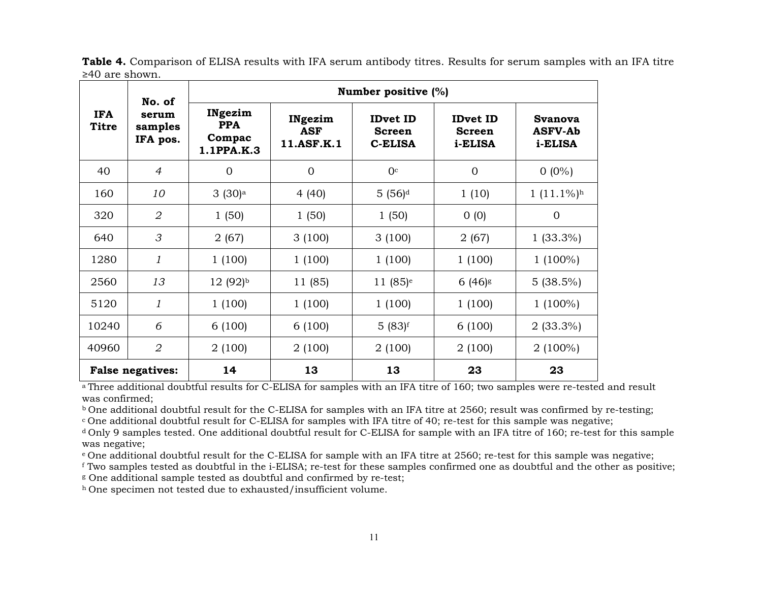**Table 4.** Comparison of ELISA results with IFA serum antibody titres. Results for serum samples with an IFA titre ≥40 are shown.

| IFA Titre | No. of serum samples IFA pos. | Number positive (%) | | | | |
|---|---|---|---|---|---|---|
| | | INgezim PPA Compac 1.1PPA.K.3 | INgezim ASF 11.ASF.K.1 | IDvet ID Screen C-ELISA | IDvet ID Screen i-ELISA | Svanova ASFV-Ab i-ELISA |
| 40 | *4* | 0 | 0 | 0[c] | 0 | 0 (0%) |
| 160 | *10* | 3 (30)[a] | 4 (40) | 5 (56)[d] | 1 (10) | 1 (11.1%)[h] |
| 320 | *2* | 1 (50) | 1 (50) | 1 (50) | 0 (0) | 0 |
| 640 | *3* | 2 (67) | 3 (100) | 3 (100) | 2 (67) | 1 (33.3%) |
| 1280 | *1* | 1 (100) | 1 (100) | 1 (100) | 1 (100) | 1 (100%) |
| 2560 | *13* | 12 (92)[b] | 11 (85) | 11 (85)[e] | 6 (46)[g] | 5 (38.5%) |
| 5120 | *1* | 1 (100) | 1 (100) | 1 (100) | 1 (100) | 1 (100%) |
| 10240 | *6* | 6 (100) | 6 (100) | 5 (83)[f] | 6 (100) | 2 (33.3%) |
| 40960 | *2* | 2 (100) | 2 (100) | 2 (100) | 2 (100) | 2 (100%) |
| **False negatives:** | | **14** | **13** | **13** | **23** | **23** |

[a] Three additional doubtful results for C-ELISA for samples with an IFA titre of 160; two samples were re-tested and result was confirmed;
[b] One additional doubtful result for the C-ELISA for samples with an IFA titre at 2560; result was confirmed by re-testing;
[c] One additional doubtful result for C-ELISA for samples with IFA titre of 40; re-test for this sample was negative;
[d] Only 9 samples tested. One additional doubtful result for C-ELISA for sample with an IFA titre of 160; re-test for this sample was negative;
[e] One additional doubtful result for the C-ELISA for sample with an IFA titre at 2560; re-test for this sample was negative;
[f] Two samples tested as doubtful in the i-ELISA; re-test for these samples confirmed one as doubtful and the other as positive;
[g] One additional sample tested as doubtful and confirmed by re-test;
[h] One specimen not tested due to exhausted/insufficient volume.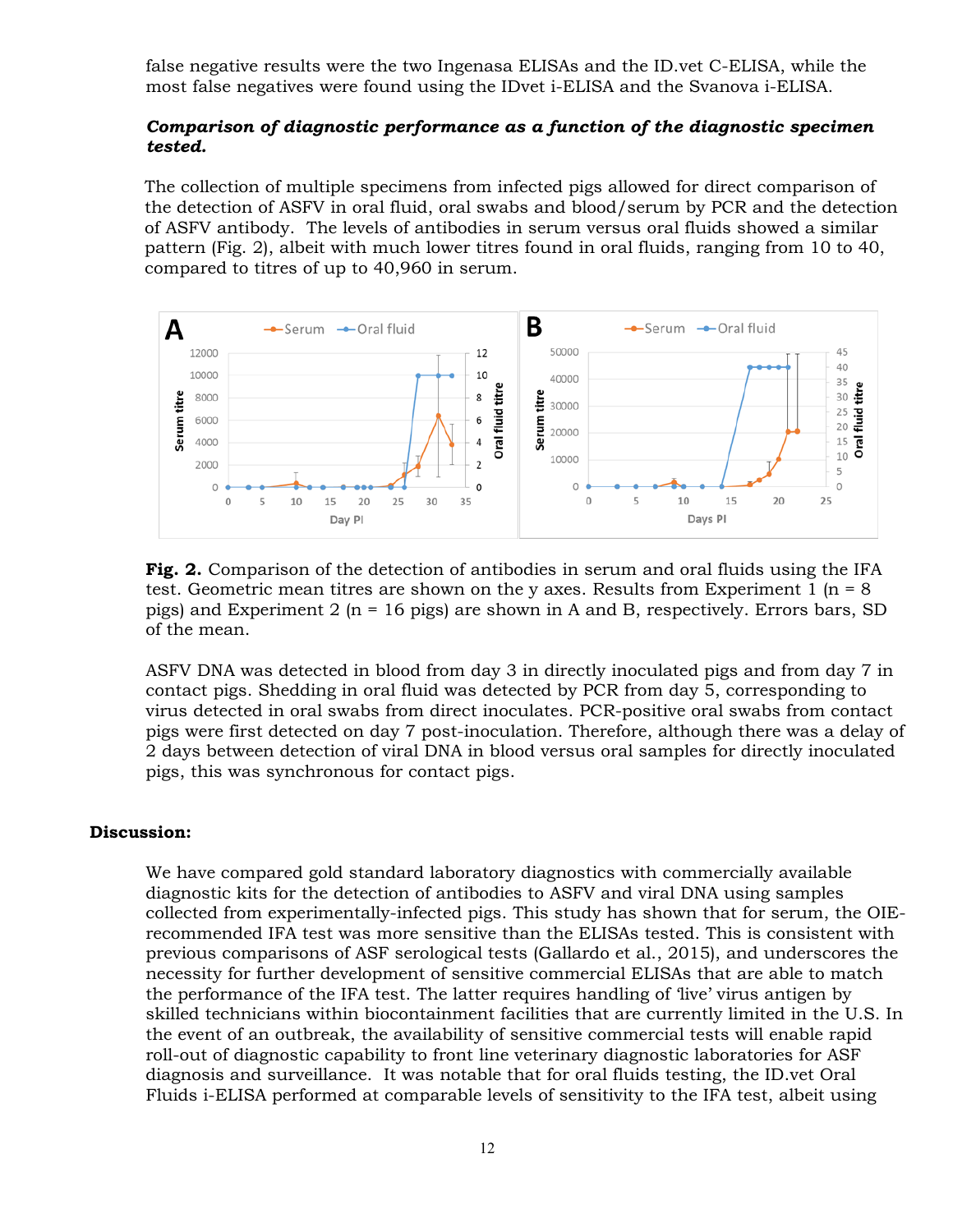false negative results were the two Ingenasa ELISAs and the ID.vet C-ELISA, while the most false negatives were found using the IDvet i-ELISA and the Svanova i-ELISA.

***Comparison of diagnostic performance as a function of the diagnostic specimen tested.***

The collection of multiple specimens from infected pigs allowed for direct comparison of the detection of ASFV in oral fluid, oral swabs and blood/serum by PCR and the detection of ASFV antibody. The levels of antibodies in serum versus oral fluids showed a similar pattern (Fig. 2), albeit with much lower titres found in oral fluids, ranging from 10 to 40, compared to titres of up to 40,960 in serum.

**Fig. 2.** Comparison of the detection of antibodies in serum and oral fluids using the IFA test. Geometric mean titres are shown on the y axes. Results from Experiment 1 (n = 8 pigs) and Experiment 2 (n = 16 pigs) are shown in A and B, respectively. Errors bars, SD of the mean.

ASFV DNA was detected in blood from day 3 in directly inoculated pigs and from day 7 in contact pigs. Shedding in oral fluid was detected by PCR from day 5, corresponding to virus detected in oral swabs from direct inoculates. PCR-positive oral swabs from contact pigs were first detected on day 7 post-inoculation. Therefore, although there was a delay of 2 days between detection of viral DNA in blood versus oral samples for directly inoculated pigs, this was synchronous for contact pigs.

## Discussion:

We have compared gold standard laboratory diagnostics with commercially available diagnostic kits for the detection of antibodies to ASFV and viral DNA using samples collected from experimentally-infected pigs. This study has shown that for serum, the OIE-recommended IFA test was more sensitive than the ELISAs tested. This is consistent with previous comparisons of ASF serological tests (Gallardo et al., 2015), and underscores the necessity for further development of sensitive commercial ELISAs that are able to match the performance of the IFA test. The latter requires handling of 'live' virus antigen by skilled technicians within biocontainment facilities that are currently limited in the U.S. In the event of an outbreak, the availability of sensitive commercial tests will enable rapid roll-out of diagnostic capability to front line veterinary diagnostic laboratories for ASF diagnosis and surveillance. It was notable that for oral fluids testing, the ID.vet Oral Fluids i-ELISA performed at comparable levels of sensitivity to the IFA test, albeit using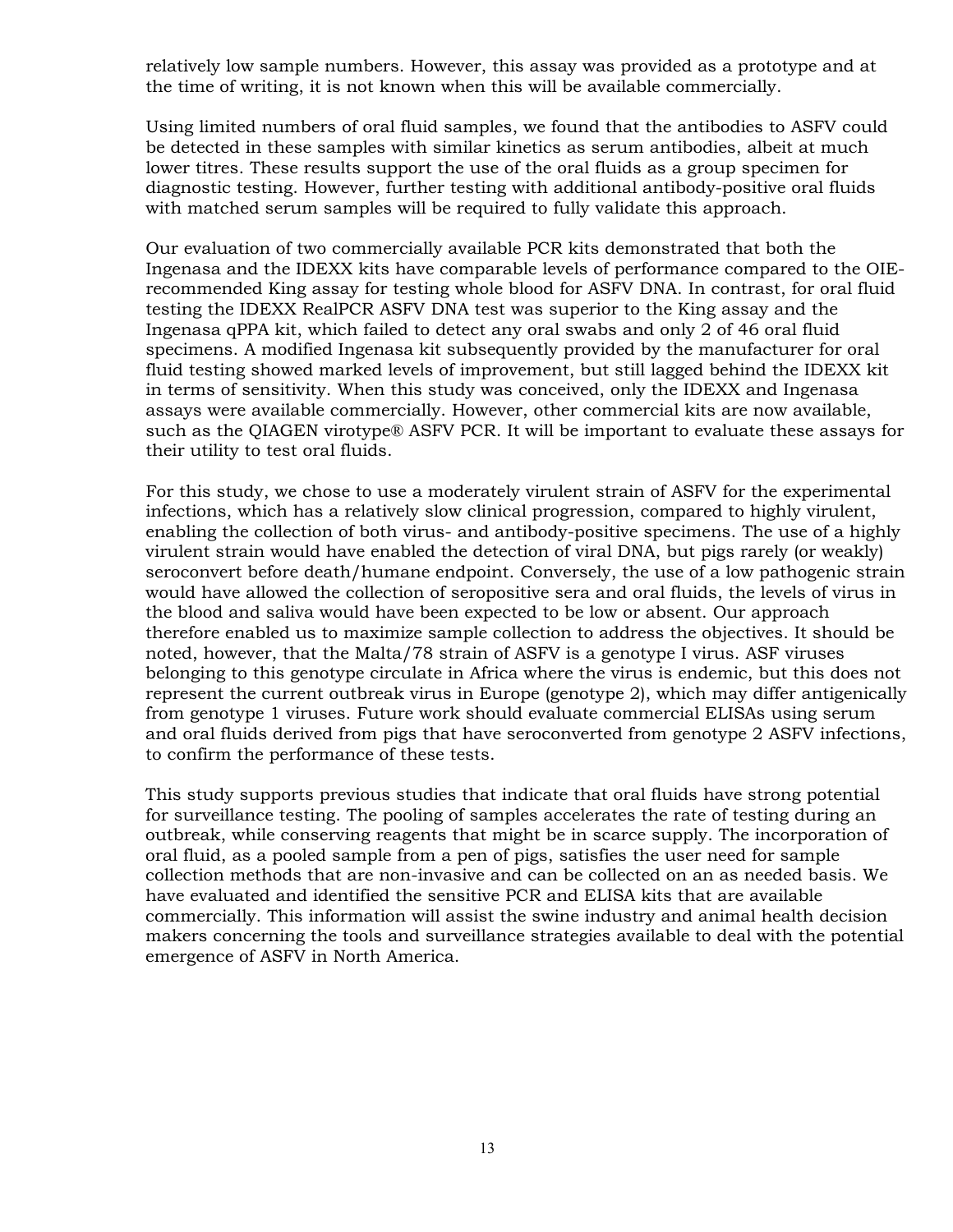relatively low sample numbers. However, this assay was provided as a prototype and at the time of writing, it is not known when this will be available commercially.

Using limited numbers of oral fluid samples, we found that the antibodies to ASFV could be detected in these samples with similar kinetics as serum antibodies, albeit at much lower titres. These results support the use of the oral fluids as a group specimen for diagnostic testing. However, further testing with additional antibody-positive oral fluids with matched serum samples will be required to fully validate this approach.

Our evaluation of two commercially available PCR kits demonstrated that both the Ingenasa and the IDEXX kits have comparable levels of performance compared to the OIE-recommended King assay for testing whole blood for ASFV DNA. In contrast, for oral fluid testing the IDEXX RealPCR ASFV DNA test was superior to the King assay and the Ingenasa qPPA kit, which failed to detect any oral swabs and only 2 of 46 oral fluid specimens. A modified Ingenasa kit subsequently provided by the manufacturer for oral fluid testing showed marked levels of improvement, but still lagged behind the IDEXX kit in terms of sensitivity. When this study was conceived, only the IDEXX and Ingenasa assays were available commercially. However, other commercial kits are now available, such as the QIAGEN virotype® ASFV PCR. It will be important to evaluate these assays for their utility to test oral fluids.

For this study, we chose to use a moderately virulent strain of ASFV for the experimental infections, which has a relatively slow clinical progression, compared to highly virulent, enabling the collection of both virus- and antibody-positive specimens. The use of a highly virulent strain would have enabled the detection of viral DNA, but pigs rarely (or weakly) seroconvert before death/humane endpoint. Conversely, the use of a low pathogenic strain would have allowed the collection of seropositive sera and oral fluids, the levels of virus in the blood and saliva would have been expected to be low or absent. Our approach therefore enabled us to maximize sample collection to address the objectives. It should be noted, however, that the Malta/78 strain of ASFV is a genotype I virus. ASF viruses belonging to this genotype circulate in Africa where the virus is endemic, but this does not represent the current outbreak virus in Europe (genotype 2), which may differ antigenically from genotype 1 viruses. Future work should evaluate commercial ELISAs using serum and oral fluids derived from pigs that have seroconverted from genotype 2 ASFV infections, to confirm the performance of these tests.

This study supports previous studies that indicate that oral fluids have strong potential for surveillance testing. The pooling of samples accelerates the rate of testing during an outbreak, while conserving reagents that might be in scarce supply. The incorporation of oral fluid, as a pooled sample from a pen of pigs, satisfies the user need for sample collection methods that are non-invasive and can be collected on an as needed basis. We have evaluated and identified the sensitive PCR and ELISA kits that are available commercially. This information will assist the swine industry and animal health decision makers concerning the tools and surveillance strategies available to deal with the potential emergence of ASFV in North America.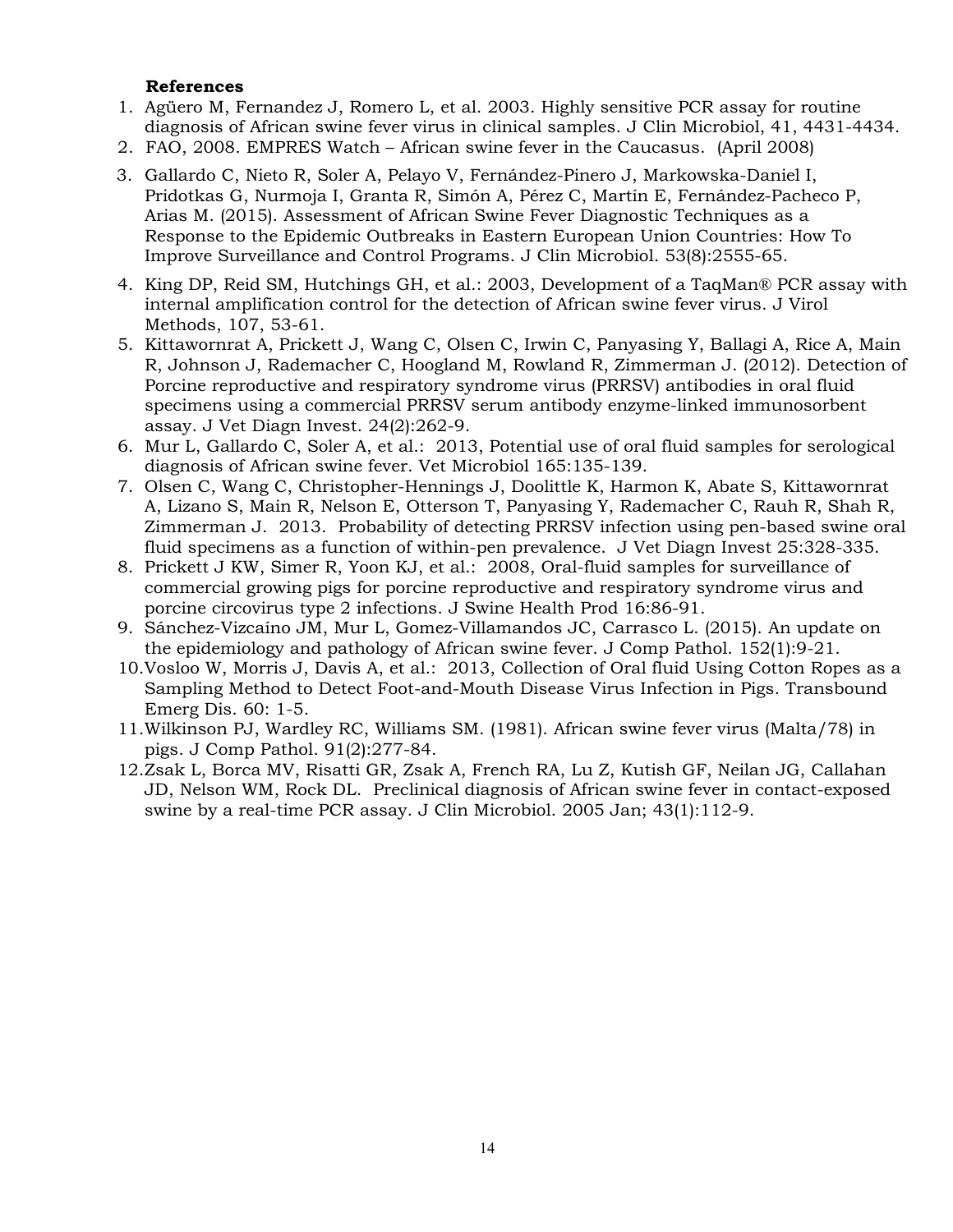**References**

1. Agüero M, Fernandez J, Romero L, et al. 2003. Highly sensitive PCR assay for routine diagnosis of African swine fever virus in clinical samples. J Clin Microbiol, 41, 4431-4434.
2. FAO, 2008. EMPRES Watch – African swine fever in the Caucasus. (April 2008)
3. Gallardo C, Nieto R, Soler A, Pelayo V, Fernández-Pinero J, Markowska-Daniel I, Pridotkas G, Nurmoja I, Granta R, Simón A, Pérez C, Martín E, Fernández-Pacheco P, Arias M. (2015). Assessment of African Swine Fever Diagnostic Techniques as a Response to the Epidemic Outbreaks in Eastern European Union Countries: How To Improve Surveillance and Control Programs. J Clin Microbiol. 53(8):2555-65.
4. King DP, Reid SM, Hutchings GH, et al.: 2003, Development of a TaqMan® PCR assay with internal amplification control for the detection of African swine fever virus. J Virol Methods, 107, 53-61.
5. Kittawornrat A, Prickett J, Wang C, Olsen C, Irwin C, Panyasing Y, Ballagi A, Rice A, Main R, Johnson J, Rademacher C, Hoogland M, Rowland R, Zimmerman J. (2012). Detection of Porcine reproductive and respiratory syndrome virus (PRRSV) antibodies in oral fluid specimens using a commercial PRRSV serum antibody enzyme-linked immunosorbent assay. J Vet Diagn Invest. 24(2):262-9.
6. Mur L, Gallardo C, Soler A, et al.: 2013, Potential use of oral fluid samples for serological diagnosis of African swine fever. Vet Microbiol 165:135-139.
7. Olsen C, Wang C, Christopher-Hennings J, Doolittle K, Harmon K, Abate S, Kittawornrat A, Lizano S, Main R, Nelson E, Otterson T, Panyasing Y, Rademacher C, Rauh R, Shah R, Zimmerman J. 2013. Probability of detecting PRRSV infection using pen-based swine oral fluid specimens as a function of within-pen prevalence. J Vet Diagn Invest 25:328-335.
8. Prickett J KW, Simer R, Yoon KJ, et al.: 2008, Oral-fluid samples for surveillance of commercial growing pigs for porcine reproductive and respiratory syndrome virus and porcine circovirus type 2 infections. J Swine Health Prod 16:86-91.
9. Sánchez-Vizcaíno JM, Mur L, Gomez-Villamandos JC, Carrasco L. (2015). An update on the epidemiology and pathology of African swine fever. J Comp Pathol. 152(1):9-21.
10. Vosloo W, Morris J, Davis A, et al.: 2013, Collection of Oral fluid Using Cotton Ropes as a Sampling Method to Detect Foot-and-Mouth Disease Virus Infection in Pigs. Transbound Emerg Dis. 60: 1-5.
11. Wilkinson PJ, Wardley RC, Williams SM. (1981). African swine fever virus (Malta/78) in pigs. J Comp Pathol. 91(2):277-84.
12. Zsak L, Borca MV, Risatti GR, Zsak A, French RA, Lu Z, Kutish GF, Neilan JG, Callahan JD, Nelson WM, Rock DL. Preclinical diagnosis of African swine fever in contact-exposed swine by a real-time PCR assay. J Clin Microbiol. 2005 Jan; 43(1):112-9.